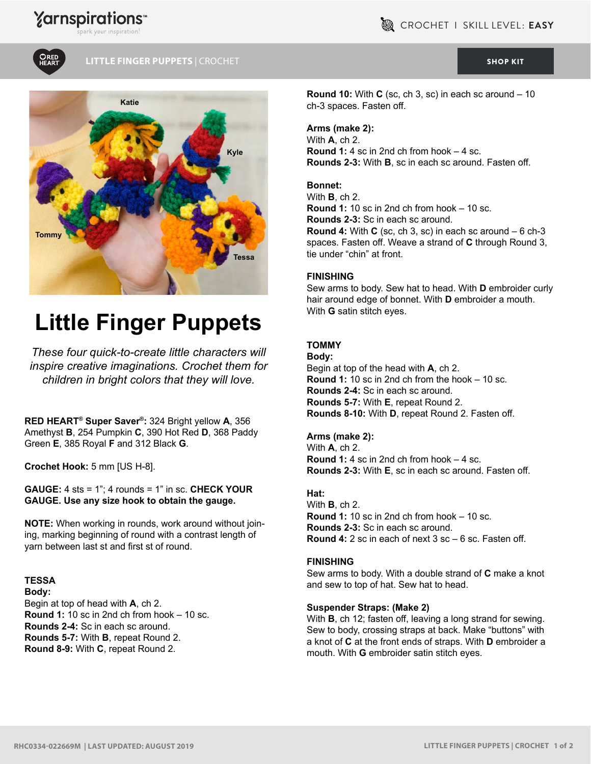# Little Finger Puppets

*These four quick-to-create little characters will inspire creative imaginations. Crochet them for children in bright colors that they will love.*

**RED HEART® Super Saver®:** 324 Bright yellow **A**, 356 Amethyst **B**, 254 Pumpkin **C**, 390 Hot Red **D**, 368 Paddy Green **E**, 385 Royal **F** and 312 Black **G**.

**Crochet Hook:** 5 mm [US H-8].

**GAUGE:** 4 sts = 1"; 4 rounds = 1" in sc. **CHECK YOUR GAUGE. Use any size hook to obtain the gauge.**

**NOTE:** When working in rounds, work around without joining, marking beginning of round with a contrast length of yarn between last st and first st of round.

## TESSA

**Body:**
Begin at top of head with **A**, ch 2.
**Round 1:** 10 sc in 2nd ch from hook – 10 sc.
**Rounds 2-4:** Sc in each sc around.
**Rounds 5-7:** With **B**, repeat Round 2.
**Round 8-9:** With **C**, repeat Round 2.
**Round 10:** With **C** (sc, ch 3, sc) in each sc around – 10 ch-3 spaces. Fasten off.

**Arms (make 2):**
With **A**, ch 2.
**Round 1:** 4 sc in 2nd ch from hook – 4 sc.
**Rounds 2-3:** With **B**, sc in each sc around. Fasten off.

**Bonnet:**
With **B**, ch 2.
**Round 1:** 10 sc in 2nd ch from hook – 10 sc.
**Rounds 2-3:** Sc in each sc around.
**Round 4:** With **C** (sc, ch 3, sc) in each sc around – 6 ch-3 spaces. Fasten off. Weave a strand of **C** through Round 3, tie under "chin" at front.

**FINISHING**
Sew arms to body. Sew hat to head. With **D** embroider curly hair around edge of bonnet. With **D** embroider a mouth. With **G** satin stitch eyes.

## TOMMY

**Body:**
Begin at top of the head with **A**, ch 2.
**Round 1:** 10 sc in 2nd ch from the hook – 10 sc.
**Rounds 2-4:** Sc in each sc around.
**Rounds 5-7:** With **E**, repeat Round 2.
**Rounds 8-10:** With **D**, repeat Round 2. Fasten off.

**Arms (make 2):**
With **A**, ch 2.
**Round 1:** 4 sc in 2nd ch from hook – 4 sc.
**Rounds 2-3:** With **E**, sc in each sc around. Fasten off.

**Hat:**
With **B**, ch 2.
**Round 1:** 10 sc in 2nd ch from hook – 10 sc.
**Rounds 2-3:** Sc in each sc around.
**Round 4:** 2 sc in each of next 3 sc – 6 sc. Fasten off.

**FINISHING**
Sew arms to body. With a double strand of **C** make a knot and sew to top of hat. Sew hat to head.

**Suspender Straps: (Make 2)**
With **B**, ch 12; fasten off, leaving a long strand for sewing. Sew to body, crossing straps at back. Make "buttons" with a knot of **C** at the front ends of straps. With **D** embroider a mouth. With **G** embroider satin stitch eyes.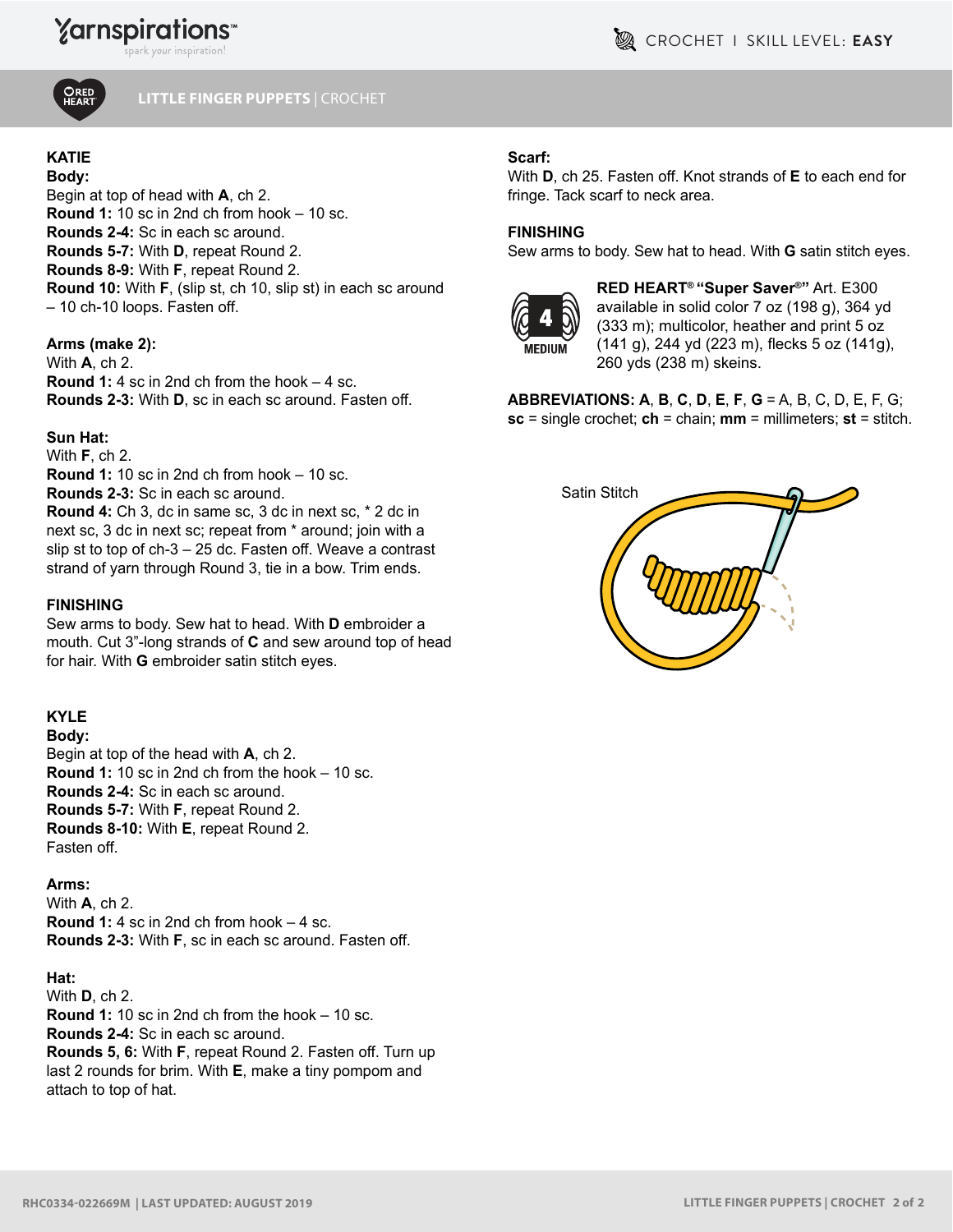**KATIE**

**Body:**

Begin at top of head with **A**, ch 2.
**Round 1:** 10 sc in 2nd ch from hook – 10 sc.
**Rounds 2-4:** Sc in each sc around.
**Rounds 5-7:** With **D**, repeat Round 2.
**Rounds 8-9:** With **F**, repeat Round 2.
**Round 10:** With **F**, (slip st, ch 10, slip st) in each sc around – 10 ch-10 loops. Fasten off.

**Arms (make 2):**

With **A**, ch 2.
**Round 1:** 4 sc in 2nd ch from the hook – 4 sc.
**Rounds 2-3:** With **D**, sc in each sc around. Fasten off.

**Sun Hat:**

With **F**, ch 2.
**Round 1:** 10 sc in 2nd ch from hook – 10 sc.
**Rounds 2-3:** Sc in each sc around.
**Round 4:** Ch 3, dc in same sc, 3 dc in next sc, * 2 dc in next sc, 3 dc in next sc; repeat from * around; join with a slip st to top of ch-3 – 25 dc. Fasten off. Weave a contrast strand of yarn through Round 3, tie in a bow. Trim ends.

**FINISHING**

Sew arms to body. Sew hat to head. With **D** embroider a mouth. Cut 3"-long strands of **C** and sew around top of head for hair. With **G** embroider satin stitch eyes.

**KYLE**

**Body:**

Begin at top of the head with **A**, ch 2.
**Round 1:** 10 sc in 2nd ch from the hook – 10 sc.
**Rounds 2-4:** Sc in each sc around.
**Rounds 5-7:** With **F**, repeat Round 2.
**Rounds 8-10:** With **E**, repeat Round 2.
Fasten off.

**Arms:**

With **A**, ch 2.
**Round 1:** 4 sc in 2nd ch from hook – 4 sc.
**Rounds 2-3:** With **F**, sc in each sc around. Fasten off.

**Hat:**

With **D**, ch 2.
**Round 1:** 10 sc in 2nd ch from the hook – 10 sc.
**Rounds 2-4:** Sc in each sc around.
**Rounds 5, 6:** With **F**, repeat Round 2. Fasten off. Turn up last 2 rounds for brim. With **E**, make a tiny pompom and attach to top of hat.

**Scarf:**

With **D**, ch 25. Fasten off. Knot strands of **E** to each end for fringe. Tack scarf to neck area.

**FINISHING**

Sew arms to body. Sew hat to head. With **G** satin stitch eyes.

4 MEDIUM

**RED HEART® "Super Saver®"** Art. E300 available in solid color 7 oz (198 g), 364 yd (333 m); multicolor, heather and print 5 oz (141 g), 244 yd (223 m), flecks 5 oz (141g), 260 yds (238 m) skeins.

**ABBREVIATIONS: A**, **B**, **C**, **D**, **E**, **F**, **G** = A, B, C, D, E, F, G; **sc** = single crochet; **ch** = chain; **mm** = millimeters; **st** = stitch.

Satin Stitch